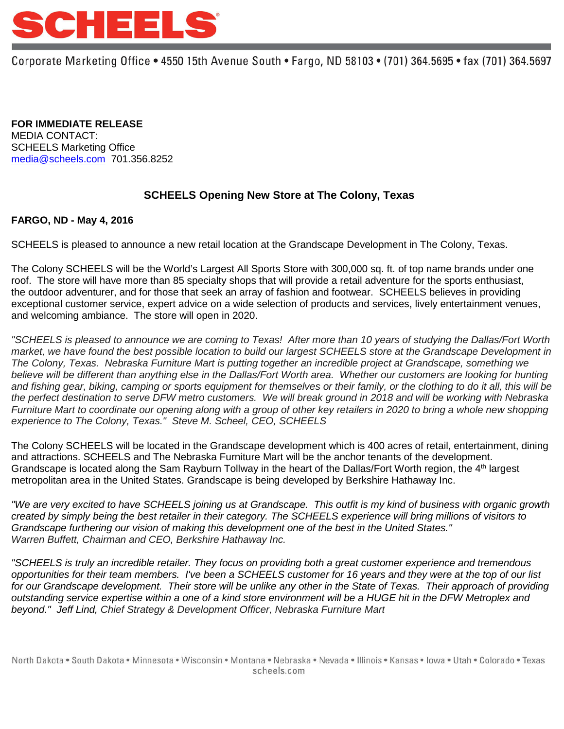# SCHEELS

Corporate Marketing Office • 4550 15th Avenue South • Fargo, ND 58103 • (701) 364.5695 • fax (701) 364.5697

**FOR IMMEDIATE RELEASE**
MEDIA CONTACT:
SCHEELS Marketing Office
media@scheels.com 701.356.8252

## SCHEELS Opening New Store at The Colony, Texas

**FARGO, ND - May 4, 2016**

SCHEELS is pleased to announce a new retail location at the Grandscape Development in The Colony, Texas.

The Colony SCHEELS will be the World's Largest All Sports Store with 300,000 sq. ft. of top name brands under one roof. The store will have more than 85 specialty shops that will provide a retail adventure for the sports enthusiast, the outdoor adventurer, and for those that seek an array of fashion and footwear. SCHEELS believes in providing exceptional customer service, expert advice on a wide selection of products and services, lively entertainment venues, and welcoming ambiance. The store will open in 2020.

*"SCHEELS is pleased to announce we are coming to Texas! After more than 10 years of studying the Dallas/Fort Worth market, we have found the best possible location to build our largest SCHEELS store at the Grandscape Development in The Colony, Texas. Nebraska Furniture Mart is putting together an incredible project at Grandscape, something we believe will be different than anything else in the Dallas/Fort Worth area. Whether our customers are looking for hunting and fishing gear, biking, camping or sports equipment for themselves or their family, or the clothing to do it all, this will be the perfect destination to serve DFW metro customers. We will break ground in 2018 and will be working with Nebraska Furniture Mart to coordinate our opening along with a group of other key retailers in 2020 to bring a whole new shopping experience to The Colony, Texas." Steve M. Scheel, CEO, SCHEELS*

The Colony SCHEELS will be located in the Grandscape development which is 400 acres of retail, entertainment, dining and attractions. SCHEELS and The Nebraska Furniture Mart will be the anchor tenants of the development. Grandscape is located along the Sam Rayburn Tollway in the heart of the Dallas/Fort Worth region, the 4th largest metropolitan area in the United States. Grandscape is being developed by Berkshire Hathaway Inc.

*"We are very excited to have SCHEELS joining us at Grandscape. This outfit is my kind of business with organic growth created by simply being the best retailer in their category. The SCHEELS experience will bring millions of visitors to Grandscape furthering our vision of making this development one of the best in the United States."*
*Warren Buffett, Chairman and CEO, Berkshire Hathaway Inc.*

*"SCHEELS is truly an incredible retailer. They focus on providing both a great customer experience and tremendous opportunities for their team members. I've been a SCHEELS customer for 16 years and they were at the top of our list for our Grandscape development. Their store will be unlike any other in the State of Texas. Their approach of providing outstanding service expertise within a one of a kind store environment will be a HUGE hit in the DFW Metroplex and beyond." Jeff Lind, Chief Strategy & Development Officer, Nebraska Furniture Mart*

North Dakota • South Dakota • Minnesota • Wisconsin • Montana • Nebraska • Nevada • Illinois • Kansas • Iowa • Utah • Colorado • Texas
scheels.com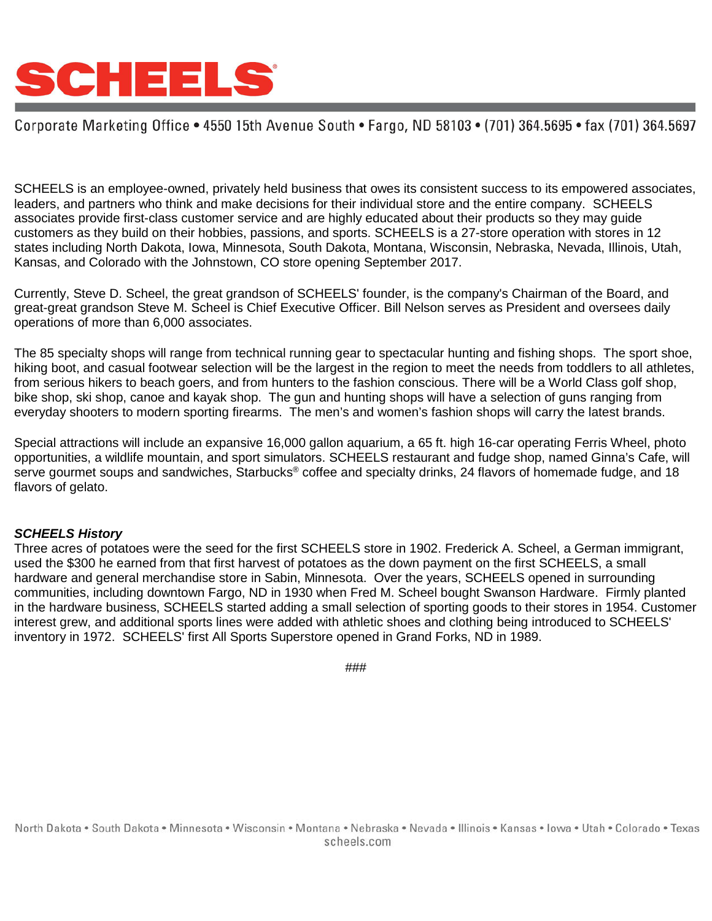# SCHEELS®

Corporate Marketing Office • 4550 15th Avenue South • Fargo, ND 58103 • (701) 364.5695 • fax (701) 364.5697

SCHEELS is an employee-owned, privately held business that owes its consistent success to its empowered associates, leaders, and partners who think and make decisions for their individual store and the entire company. SCHEELS associates provide first-class customer service and are highly educated about their products so they may guide customers as they build on their hobbies, passions, and sports. SCHEELS is a 27-store operation with stores in 12 states including North Dakota, Iowa, Minnesota, South Dakota, Montana, Wisconsin, Nebraska, Nevada, Illinois, Utah, Kansas, and Colorado with the Johnstown, CO store opening September 2017.

Currently, Steve D. Scheel, the great grandson of SCHEELS' founder, is the company's Chairman of the Board, and great-great grandson Steve M. Scheel is Chief Executive Officer. Bill Nelson serves as President and oversees daily operations of more than 6,000 associates.

The 85 specialty shops will range from technical running gear to spectacular hunting and fishing shops. The sport shoe, hiking boot, and casual footwear selection will be the largest in the region to meet the needs from toddlers to all athletes, from serious hikers to beach goers, and from hunters to the fashion conscious. There will be a World Class golf shop, bike shop, ski shop, canoe and kayak shop. The gun and hunting shops will have a selection of guns ranging from everyday shooters to modern sporting firearms. The men's and women's fashion shops will carry the latest brands.

Special attractions will include an expansive 16,000 gallon aquarium, a 65 ft. high 16-car operating Ferris Wheel, photo opportunities, a wildlife mountain, and sport simulators. SCHEELS restaurant and fudge shop, named Ginna's Cafe, will serve gourmet soups and sandwiches, Starbucks® coffee and specialty drinks, 24 flavors of homemade fudge, and 18 flavors of gelato.

***SCHEELS History***

Three acres of potatoes were the seed for the first SCHEELS store in 1902. Frederick A. Scheel, a German immigrant, used the $300 he earned from that first harvest of potatoes as the down payment on the first SCHEELS, a small hardware and general merchandise store in Sabin, Minnesota. Over the years, SCHEELS opened in surrounding communities, including downtown Fargo, ND in 1930 when Fred M. Scheel bought Swanson Hardware. Firmly planted in the hardware business, SCHEELS started adding a small selection of sporting goods to their stores in 1954. Customer interest grew, and additional sports lines were added with athletic shoes and clothing being introduced to SCHEELS' inventory in 1972. SCHEELS' first All Sports Superstore opened in Grand Forks, ND in 1989.

###

North Dakota • South Dakota • Minnesota • Wisconsin • Montana • Nebraska • Nevada • Illinois • Kansas • Iowa • Utah • Colorado • Texas
scheels.com